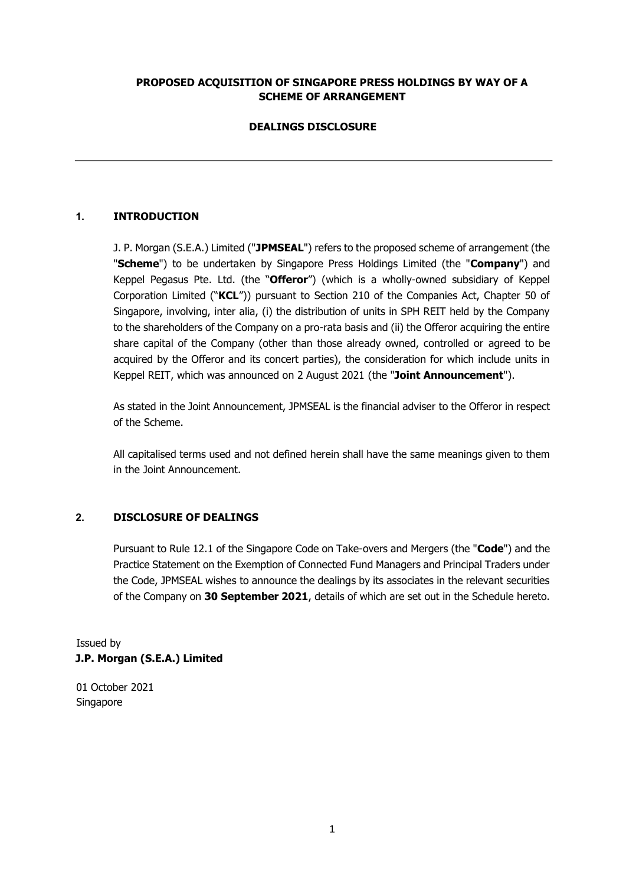**PROPOSED ACQUISITION OF SINGAPORE PRESS HOLDINGS BY WAY OF A SCHEME OF ARRANGEMENT**

**DEALINGS DISCLOSURE**

---

## 1. INTRODUCTION

J. P. Morgan (S.E.A.) Limited ("**JPMSEAL**") refers to the proposed scheme of arrangement (the "**Scheme**") to be undertaken by Singapore Press Holdings Limited (the "**Company**") and Keppel Pegasus Pte. Ltd. (the "**Offeror**") (which is a wholly-owned subsidiary of Keppel Corporation Limited ("**KCL**")) pursuant to Section 210 of the Companies Act, Chapter 50 of Singapore, involving, inter alia, (i) the distribution of units in SPH REIT held by the Company to the shareholders of the Company on a pro-rata basis and (ii) the Offeror acquiring the entire share capital of the Company (other than those already owned, controlled or agreed to be acquired by the Offeror and its concert parties), the consideration for which include units in Keppel REIT, which was announced on 2 August 2021 (the "**Joint Announcement**").

As stated in the Joint Announcement, JPMSEAL is the financial adviser to the Offeror in respect of the Scheme.

All capitalised terms used and not defined herein shall have the same meanings given to them in the Joint Announcement.

## 2. DISCLOSURE OF DEALINGS

Pursuant to Rule 12.1 of the Singapore Code on Take-overs and Mergers (the "**Code**") and the Practice Statement on the Exemption of Connected Fund Managers and Principal Traders under the Code, JPMSEAL wishes to announce the dealings by its associates in the relevant securities of the Company on **30 September 2021**, details of which are set out in the Schedule hereto.

Issued by
**J.P. Morgan (S.E.A.) Limited**

01 October 2021
Singapore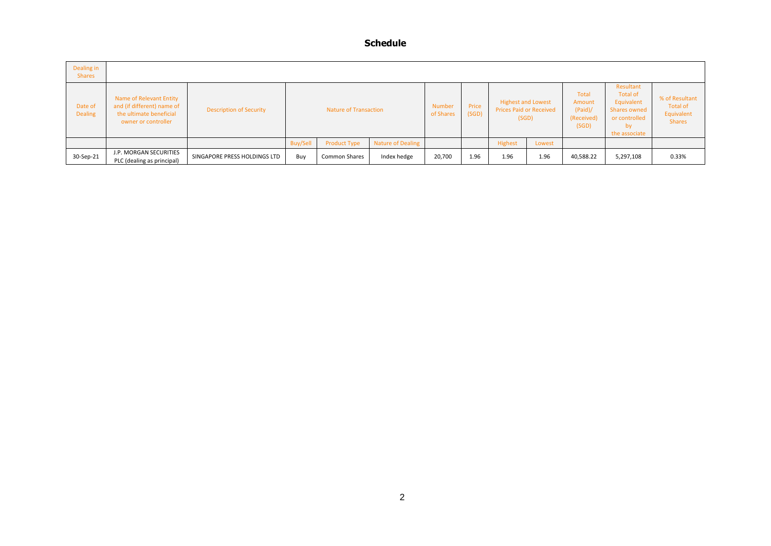## Schedule

| Dealing in Shares | | | | | | | | | | | | |
|---|---|---|---|---|---|---|---|---|---|---|---|---|
| Date of Dealing | Name of Relevant Entity and (if different) name of the ultimate beneficial owner or controller | Description of Security | Nature of Transaction | | | Number of Shares | Price (SGD) | Highest and Lowest Prices Paid or Received (SGD) | | Total Amount (Paid)/ (Received) (SGD) | Resultant Total of Equivalent Shares owned or controlled by the associate | % of Resultant Total of Equivalent Shares |
| | | | Buy/Sell | Product Type | Nature of Dealing | | | Highest | Lowest | | | |
| 30-Sep-21 | J.P. MORGAN SECURITIES PLC (dealing as principal) | SINGAPORE PRESS HOLDINGS LTD | Buy | Common Shares | Index hedge | 20,700 | 1.96 | 1.96 | 1.96 | 40,588.22 | 5,297,108 | 0.33% |